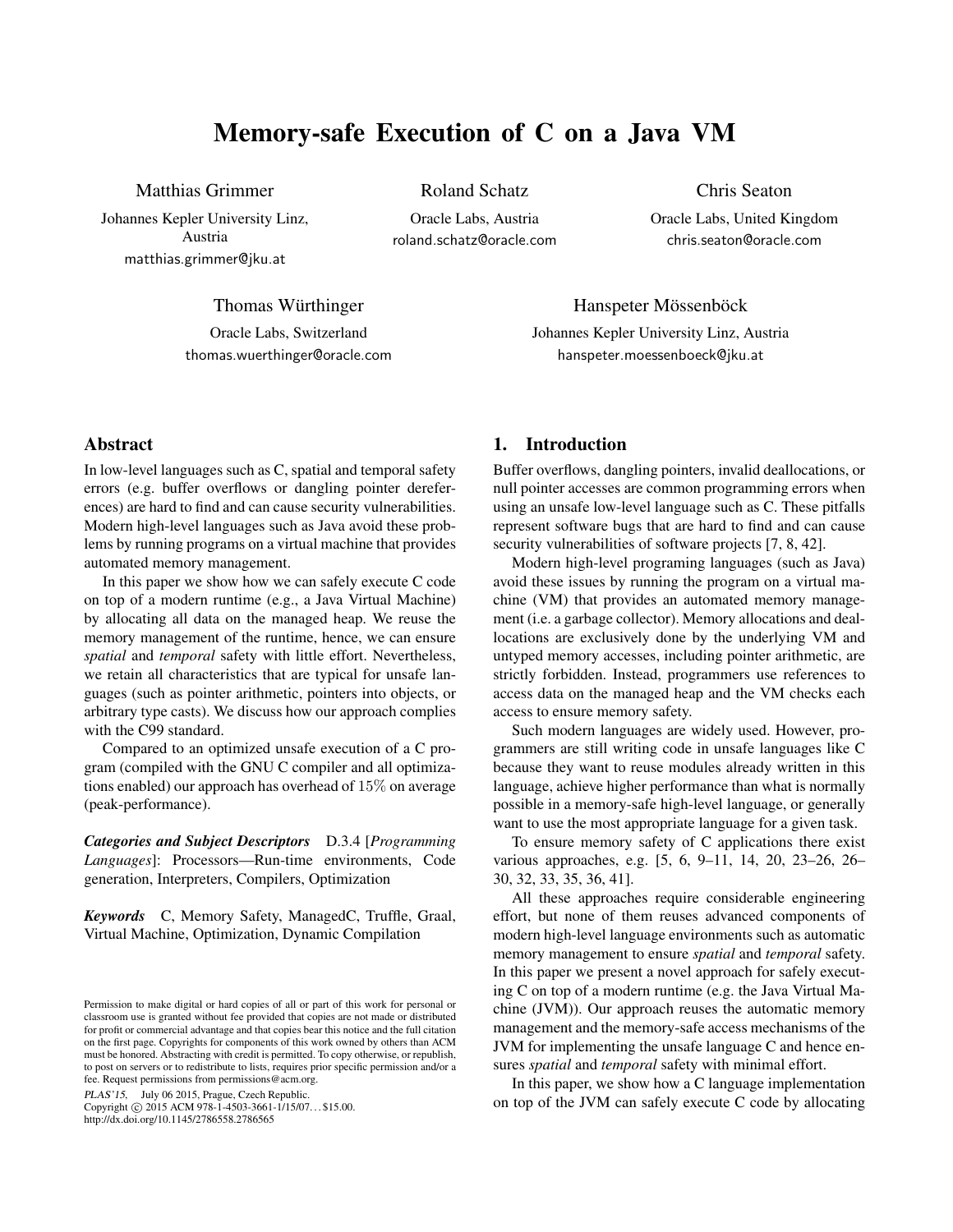# Memory-safe Execution of C on a Java VM

Matthias Grimmer
Johannes Kepler University Linz, Austria
matthias.grimmer@jku.at

Roland Schatz
Oracle Labs, Austria
roland.schatz@oracle.com

Chris Seaton
Oracle Labs, United Kingdom
chris.seaton@oracle.com

Thomas Würthinger
Oracle Labs, Switzerland
thomas.wuerthinger@oracle.com

Hanspeter Mössenböck
Johannes Kepler University Linz, Austria
hanspeter.moessenboeck@jku.at

## Abstract

In low-level languages such as C, spatial and temporal safety errors (e.g. buffer overflows or dangling pointer dereferences) are hard to find and can cause security vulnerabilities. Modern high-level languages such as Java avoid these problems by running programs on a virtual machine that provides automated memory management.

In this paper we show how we can safely execute C code on top of a modern runtime (e.g., a Java Virtual Machine) by allocating all data on the managed heap. We reuse the memory management of the runtime, hence, we can ensure *spatial* and *temporal* safety with little effort. Nevertheless, we retain all characteristics that are typical for unsafe languages (such as pointer arithmetic, pointers into objects, or arbitrary type casts). We discuss how our approach complies with the C99 standard.

Compared to an optimized unsafe execution of a C program (compiled with the GNU C compiler and all optimizations enabled) our approach has overhead of $15\%$ on average (peak-performance).

***Categories and Subject Descriptors*** D.3.4 [*Programming Languages*]: Processors—Run-time environments, Code generation, Interpreters, Compilers, Optimization

***Keywords*** C, Memory Safety, ManagedC, Truffle, Graal, Virtual Machine, Optimization, Dynamic Compilation

Permission to make digital or hard copies of all or part of this work for personal or classroom use is granted without fee provided that copies are not made or distributed for profit or commercial advantage and that copies bear this notice and the full citation on the first page. Copyrights for components of this work owned by others than ACM must be honored. Abstracting with credit is permitted. To copy otherwise, or republish, to post on servers or to redistribute to lists, requires prior specific permission and/or a fee. Request permissions from permissions@acm.org.
*PLAS'15*, July 06 2015, Prague, Czech Republic.
Copyright © 2015 ACM 978-1-4503-3661-1/15/07...$15.00.
http://dx.doi.org/10.1145/2786558.2786565

## 1. Introduction

Buffer overflows, dangling pointers, invalid deallocations, or null pointer accesses are common programming errors when using an unsafe low-level language such as C. These pitfalls represent software bugs that are hard to find and can cause security vulnerabilities of software projects [7, 8, 42].

Modern high-level programing languages (such as Java) avoid these issues by running the program on a virtual machine (VM) that provides an automated memory management (i.e. a garbage collector). Memory allocations and deallocations are exclusively done by the underlying VM and untyped memory accesses, including pointer arithmetic, are strictly forbidden. Instead, programmers use references to access data on the managed heap and the VM checks each access to ensure memory safety.

Such modern languages are widely used. However, programmers are still writing code in unsafe languages like C because they want to reuse modules already written in this language, achieve higher performance than what is normally possible in a memory-safe high-level language, or generally want to use the most appropriate language for a given task.

To ensure memory safety of C applications there exist various approaches, e.g. [5, 6, 9–11, 14, 20, 23–26, 26–30, 32, 33, 35, 36, 41].

All these approaches require considerable engineering effort, but none of them reuses advanced components of modern high-level language environments such as automatic memory management to ensure *spatial* and *temporal* safety. In this paper we present a novel approach for safely executing C on top of a modern runtime (e.g. the Java Virtual Machine (JVM)). Our approach reuses the automatic memory management and the memory-safe access mechanisms of the JVM for implementing the unsafe language C and hence ensures *spatial* and *temporal* safety with minimal effort.

In this paper, we show how a C language implementation on top of the JVM can safely execute C code by allocating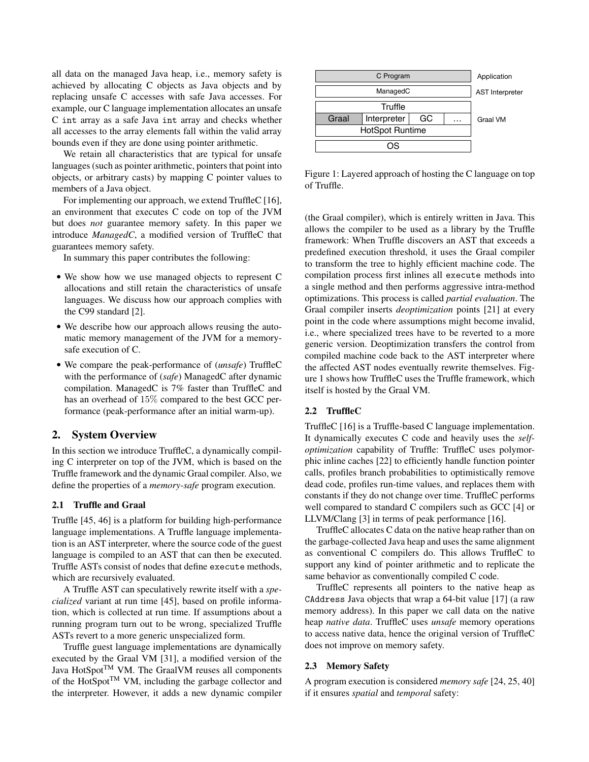all data on the managed Java heap, i.e., memory safety is achieved by allocating C objects as Java objects and by replacing unsafe C accesses with safe Java accesses. For example, our C language implementation allocates an unsafe C `int` array as a safe Java `int` array and checks whether all accesses to the array elements fall within the valid array bounds even if they are done using pointer arithmetic.

We retain all characteristics that are typical for unsafe languages (such as pointer arithmetic, pointers that point into objects, or arbitrary casts) by mapping C pointer values to members of a Java object.

For implementing our approach, we extend TruffleC [16], an environment that executes C code on top of the JVM but does *not* guarantee memory safety. In this paper we introduce *ManagedC*, a modified version of TruffleC that guarantees memory safety.

In summary this paper contributes the following:

- We show how we use managed objects to represent C allocations and still retain the characteristics of unsafe languages. We discuss how our approach complies with the C99 standard [2].
- We describe how our approach allows reusing the automatic memory management of the JVM for a memory-safe execution of C.
- We compare the peak-performance of (*unsafe*) TruffleC with the performance of (*safe*) ManagedC after dynamic compilation. ManagedC is 7% faster than TruffleC and has an overhead of $15\%$ compared to the best GCC performance (peak-performance after an initial warm-up).

## 2. System Overview

In this section we introduce TruffleC, a dynamically compiling C interpreter on top of the JVM, which is based on the Truffle framework and the dynamic Graal compiler. Also, we define the properties of a *memory-safe* program execution.

### 2.1 Truffle and Graal

Truffle [45, 46] is a platform for building high-performance language implementations. A Truffle language implementation is an AST interpreter, where the source code of the guest language is compiled to an AST that can then be executed. Truffle ASTs consist of nodes that define `execute` methods, which are recursively evaluated.

A Truffle AST can speculatively rewrite itself with a *specialized* variant at run time [45], based on profile information, which is collected at run time. If assumptions about a running program turn out to be wrong, specialized Truffle ASTs revert to a more generic unspecialized form.

Truffle guest language implementations are dynamically executed by the Graal VM [31], a modified version of the Java HotSpot™ VM. The GraalVM reuses all components of the HotSpot™ VM, including the garbage collector and the interpreter. However, it adds a new dynamic compiler (the Graal compiler), which is entirely written in Java. This allows the compiler to be used as a library by the Truffle framework: When Truffle discovers an AST that exceeds a predefined execution threshold, it uses the Graal compiler to transform the tree to highly efficient machine code. The compilation process first inlines all `execute` methods into a single method and then performs aggressive intra-method optimizations. This process is called *partial evaluation*. The Graal compiler inserts *deoptimization* points [21] at every point in the code where assumptions might become invalid, i.e., where specialized trees have to be reverted to a more generic version. Deoptimization transfers the control from compiled machine code back to the AST interpreter where the affected AST nodes eventually rewrite themselves. Figure 1 shows how TruffleC uses the Truffle framework, which itself is hosted by the Graal VM.

| C Program | | | | Application |
|---|---|---|---|---|
| ManagedC | | | | AST Interpreter |
| Truffle | | | | Graal VM |
| Graal | Interpreter | GC | … | |
| HotSpot Runtime | | | | |
| OS | | | | |

Figure 1: Layered approach of hosting the C language on top of Truffle.

### 2.2 TruffleC

TruffleC [16] is a Truffle-based C language implementation. It dynamically executes C code and heavily uses the *self-optimization* capability of Truffle: TruffleC uses polymorphic inline caches [22] to efficiently handle function pointer calls, profiles branch probabilities to optimistically remove dead code, profiles run-time values, and replaces them with constants if they do not change over time. TruffleC performs well compared to standard C compilers such as GCC [4] or LLVM/Clang [3] in terms of peak performance [16].

TruffleC allocates C data on the native heap rather than on the garbage-collected Java heap and uses the same alignment as conventional C compilers do. This allows TruffleC to support any kind of pointer arithmetic and to replicate the same behavior as conventionally compiled C code.

TruffleC represents all pointers to the native heap as `CAddress` Java objects that wrap a 64-bit value [17] (a raw memory address). In this paper we call data on the native heap *native data*. TruffleC uses *unsafe* memory operations to access native data, hence the original version of TruffleC does not improve on memory safety.

### 2.3 Memory Safety

A program execution is considered *memory safe* [24, 25, 40] if it ensures *spatial* and *temporal* safety: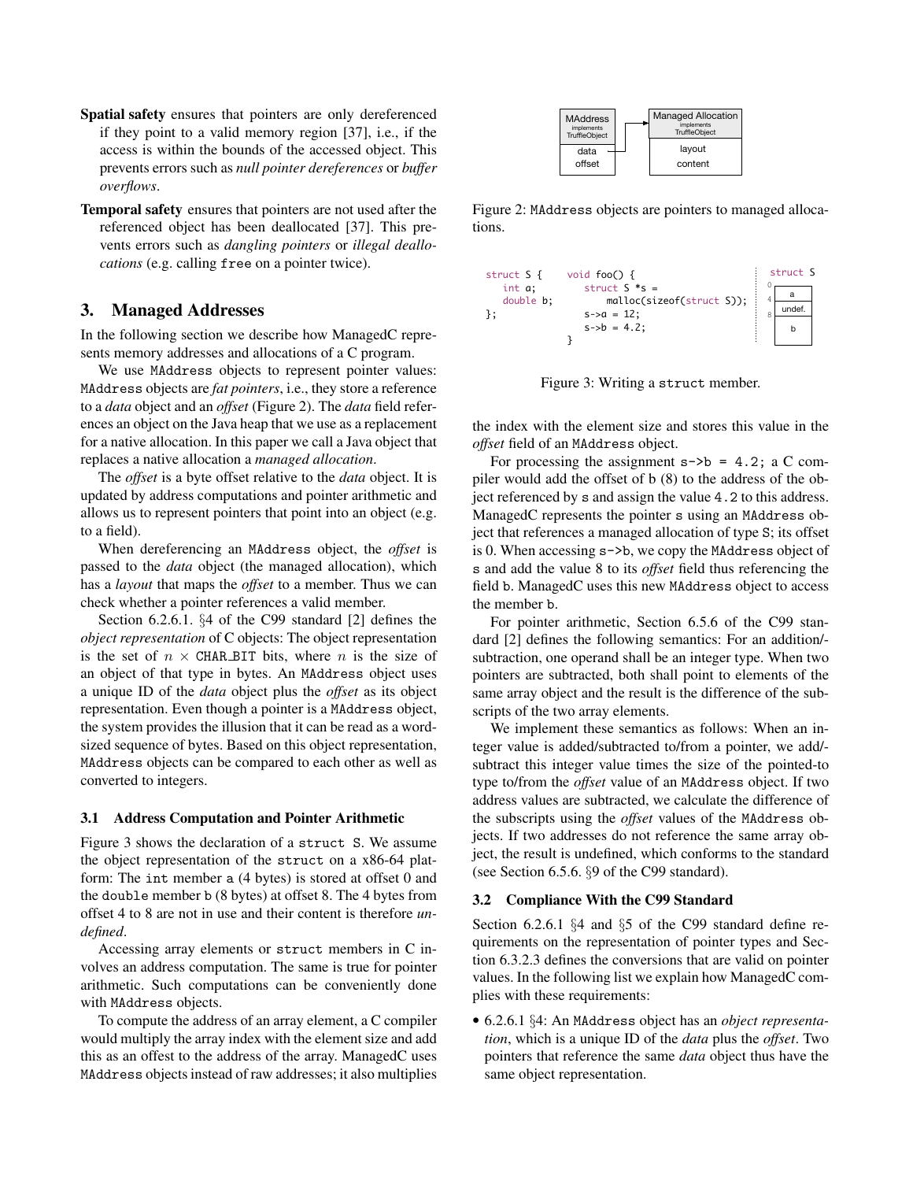**Spatial safety** ensures that pointers are only dereferenced if they point to a valid memory region [37], i.e., if the access is within the bounds of the accessed object. This prevents errors such as *null pointer dereferences* or *buffer overflows*.

**Temporal safety** ensures that pointers are not used after the referenced object has been deallocated [37]. This prevents errors such as *dangling pointers* or *illegal deallocations* (e.g. calling `free` on a pointer twice).

## 3. Managed Addresses

In the following section we describe how ManagedC represents memory addresses and allocations of a C program.

We use `MAddress` objects to represent pointer values: `MAddress` objects are *fat pointers*, i.e., they store a reference to a *data* object and an *offset* (Figure 2). The *data* field references an object on the Java heap that we use as a replacement for a native allocation. In this paper we call a Java object that replaces a native allocation a *managed allocation*.

The *offset* is a byte offset relative to the *data* object. It is updated by address computations and pointer arithmetic and allows us to represent pointers that point into an object (e.g. to a field).

When dereferencing an `MAddress` object, the *offset* is passed to the *data* object (the managed allocation), which has a *layout* that maps the *offset* to a member. Thus we can check whether a pointer references a valid member.

Section 6.2.6.1. §4 of the C99 standard [2] defines the *object representation* of C objects: The object representation is the set of $n \times$ CHAR_BIT bits, where $n$ is the size of an object of that type in bytes. An `MAddress` object uses a unique ID of the *data* object plus the *offset* as its object representation. Even though a pointer is a `MAddress` object, the system provides the illusion that it can be read as a word-sized sequence of bytes. Based on this object representation, `MAddress` objects can be compared to each other as well as converted to integers.

### 3.1 Address Computation and Pointer Arithmetic

Figure 3 shows the declaration of a `struct S`. We assume the object representation of the `struct` on a x86-64 platform: The `int` member `a` (4 bytes) is stored at offset 0 and the `double` member `b` (8 bytes) at offset 8. The 4 bytes from offset 4 to 8 are not in use and their content is therefore *undefined*.

Accessing array elements or `struct` members in C involves an address computation. The same is true for pointer arithmetic. Such computations can be conveniently done with `MAddress` objects.

To compute the address of an array element, a C compiler would multiply the array index with the element size and add this as an offest to the address of the array. ManagedC uses `MAddress` objects instead of raw addresses; it also multiplies the index with the element size and stores this value in the *offset* field of an `MAddress` object.

| MAddress (implements TruffleObject) | | Managed Allocation (implements TruffleObject) |
|---|---|---|
| data | → | layout |
| offset | | content |

Figure 2: `MAddress` objects are pointers to managed allocations.

```
struct S {          void foo() {
   int a;              struct S *s =
   double b;               malloc(sizeof(struct S));
};                     s->a = 12;
                       s->b = 4.2;
                    }
```

| offset | struct S |
|---|---|
| 0 | a |
| 4 | undef. |
| 8 | b |

Figure 3: Writing a `struct` member.

For processing the assignment `s->b = 4.2;` a C compiler would add the offset of `b` (8) to the address of the object referenced by `s` and assign the value `4.2` to this address. ManagedC represents the pointer `s` using an `MAddress` object that references a managed allocation of type `S`; its offset is 0. When accessing `s->b`, we copy the `MAddress` object of `s` and add the value 8 to its *offset* field thus referencing the field `b`. ManagedC uses this new `MAddress` object to access the member `b`.

For pointer arithmetic, Section 6.5.6 of the C99 standard [2] defines the following semantics: For an addition/-subtraction, one operand shall be an integer type. When two pointers are subtracted, both shall point to elements of the same array object and the result is the difference of the subscripts of the two array elements.

We implement these semantics as follows: When an integer value is added/subtracted to/from a pointer, we add/-subtract this integer value times the size of the pointed-to type to/from the *offset* value of an `MAddress` object. If two address values are subtracted, we calculate the difference of the subscripts using the *offset* values of the `MAddress` objects. If two addresses do not reference the same array object, the result is undefined, which conforms to the standard (see Section 6.5.6. §9 of the C99 standard).

### 3.2 Compliance With the C99 Standard

Section 6.2.6.1 §4 and §5 of the C99 standard define requirements on the representation of pointer types and Section 6.3.2.3 defines the conversions that are valid on pointer values. In the following list we explain how ManagedC complies with these requirements:

- 6.2.6.1 §4: An `MAddress` object has an *object representation*, which is a unique ID of the *data* plus the *offset*. Two pointers that reference the same *data* object thus have the same object representation.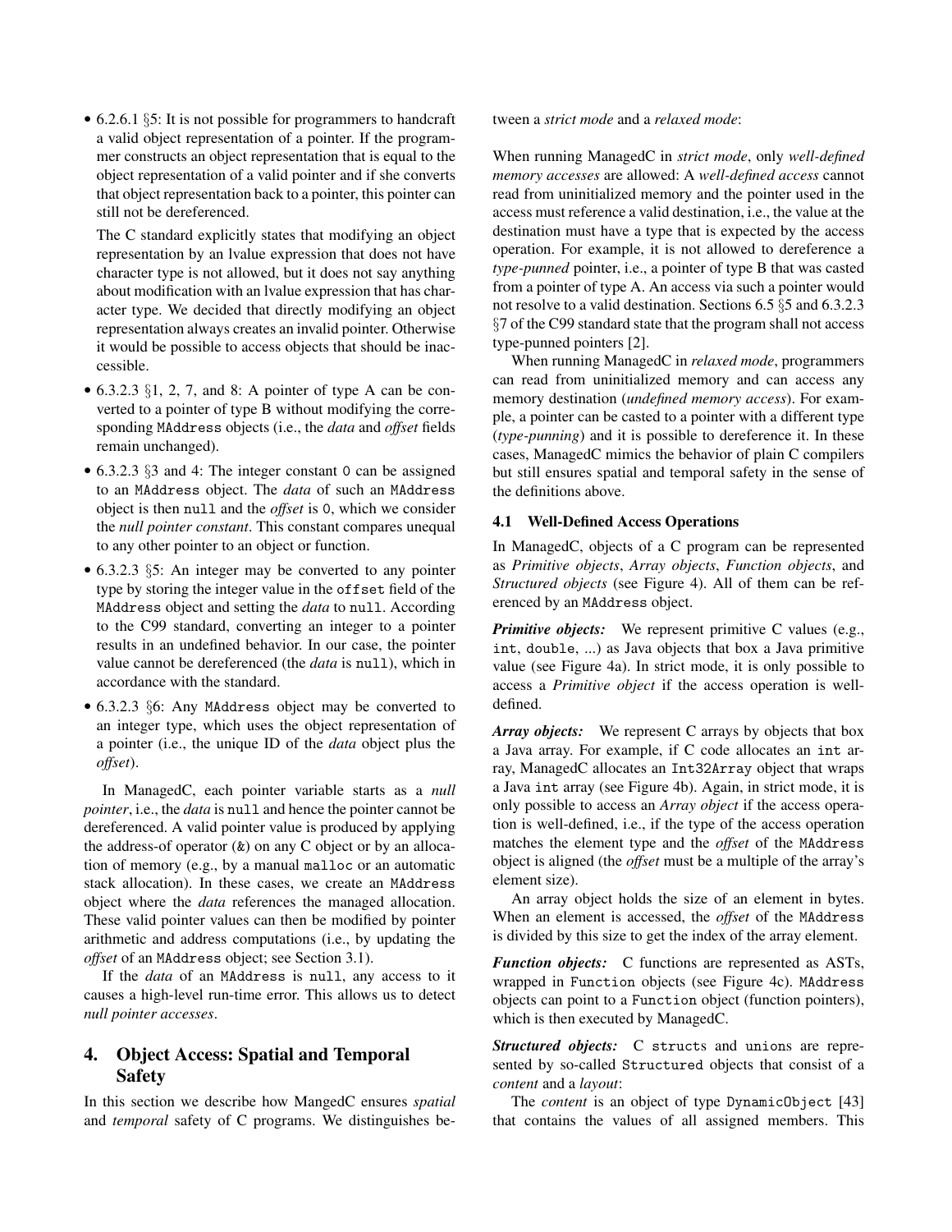- 6.2.6.1 §5: It is not possible for programmers to handcraft a valid object representation of a pointer. If the programmer constructs an object representation that is equal to the object representation of a valid pointer and if she converts that object representation back to a pointer, this pointer can still not be dereferenced.

  The C standard explicitly states that modifying an object representation by an lvalue expression that does not have character type is not allowed, but it does not say anything about modification with an lvalue expression that has character type. We decided that directly modifying an object representation always creates an invalid pointer. Otherwise it would be possible to access objects that should be inaccessible.
- 6.3.2.3 §1, 2, 7, and 8: A pointer of type A can be converted to a pointer of type B without modifying the corresponding `MAddress` objects (i.e., the *data* and *offset* fields remain unchanged).
- 6.3.2.3 §3 and 4: The integer constant `0` can be assigned to an `MAddress` object. The *data* of such an `MAddress` object is then `null` and the *offset* is `0`, which we consider the *null pointer constant*. This constant compares unequal to any other pointer to an object or function.
- 6.3.2.3 §5: An integer may be converted to any pointer type by storing the integer value in the `offset` field of the `MAddress` object and setting the *data* to `null`. According to the C99 standard, converting an integer to a pointer results in an undefined behavior. In our case, the pointer value cannot be dereferenced (the *data* is `null`), which in accordance with the standard.
- 6.3.2.3 §6: Any `MAddress` object may be converted to an integer type, which uses the object representation of a pointer (i.e., the unique ID of the *data* object plus the *offset*).

In ManagedC, each pointer variable starts as a *null pointer*, i.e., the *data* is `null` and hence the pointer cannot be dereferenced. A valid pointer value is produced by applying the address-of operator (`&`) on any C object or by an allocation of memory (e.g., by a manual `malloc` or an automatic stack allocation). In these cases, we create an `MAddress` object where the *data* references the managed allocation. These valid pointer values can then be modified by pointer arithmetic and address computations (i.e., by updating the *offset* of an `MAddress` object; see Section 3.1).

If the *data* of an `MAddress` is `null`, any access to it causes a high-level run-time error. This allows us to detect *null pointer accesses*.

## 4. Object Access: Spatial and Temporal Safety

In this section we describe how MangedC ensures *spatial* and *temporal* safety of C programs. We distinguishes between a *strict mode* and a *relaxed mode*:

When running ManagedC in *strict mode*, only *well-defined memory accesses* are allowed: A *well-defined access* cannot read from uninitialized memory and the pointer used in the access must reference a valid destination, i.e., the value at the destination must have a type that is expected by the access operation. For example, it is not allowed to dereference a *type-punned* pointer, i.e., a pointer of type B that was casted from a pointer of type A. An access via such a pointer would not resolve to a valid destination. Sections 6.5 §5 and 6.3.2.3 §7 of the C99 standard state that the program shall not access type-punned pointers [2].

When running ManagedC in *relaxed mode*, programmers can read from uninitialized memory and can access any memory destination (*undefined memory access*). For example, a pointer can be casted to a pointer with a different type (*type-punning*) and it is possible to dereference it. In these cases, ManagedC mimics the behavior of plain C compilers but still ensures spatial and temporal safety in the sense of the definitions above.

### 4.1 Well-Defined Access Operations

In ManagedC, objects of a C program can be represented as *Primitive objects*, *Array objects*, *Function objects*, and *Structured objects* (see Figure 4). All of them can be referenced by an `MAddress` object.

***Primitive objects:*** We represent primitive C values (e.g., `int`, `double`, ...) as Java objects that box a Java primitive value (see Figure 4a). In strict mode, it is only possible to access a *Primitive object* if the access operation is well-defined.

***Array objects:*** We represent C arrays by objects that box a Java array. For example, if C code allocates an `int` array, ManagedC allocates an `Int32Array` object that wraps a Java `int` array (see Figure 4b). Again, in strict mode, it is only possible to access an *Array object* if the access operation is well-defined, i.e., if the type of the access operation matches the element type and the *offset* of the `MAddress` object is aligned (the *offset* must be a multiple of the array's element size).

An array object holds the size of an element in bytes. When an element is accessed, the *offset* of the `MAddress` is divided by this size to get the index of the array element.

***Function objects:*** C functions are represented as ASTs, wrapped in `Function` objects (see Figure 4c). `MAddress` objects can point to a `Function` object (function pointers), which is then executed by ManagedC.

***Structured objects:*** C `struct`s and `union`s are represented by so-called `Structured` objects that consist of a *content* and a *layout*:

The *content* is an object of type `DynamicObject` [43] that contains the values of all assigned members. This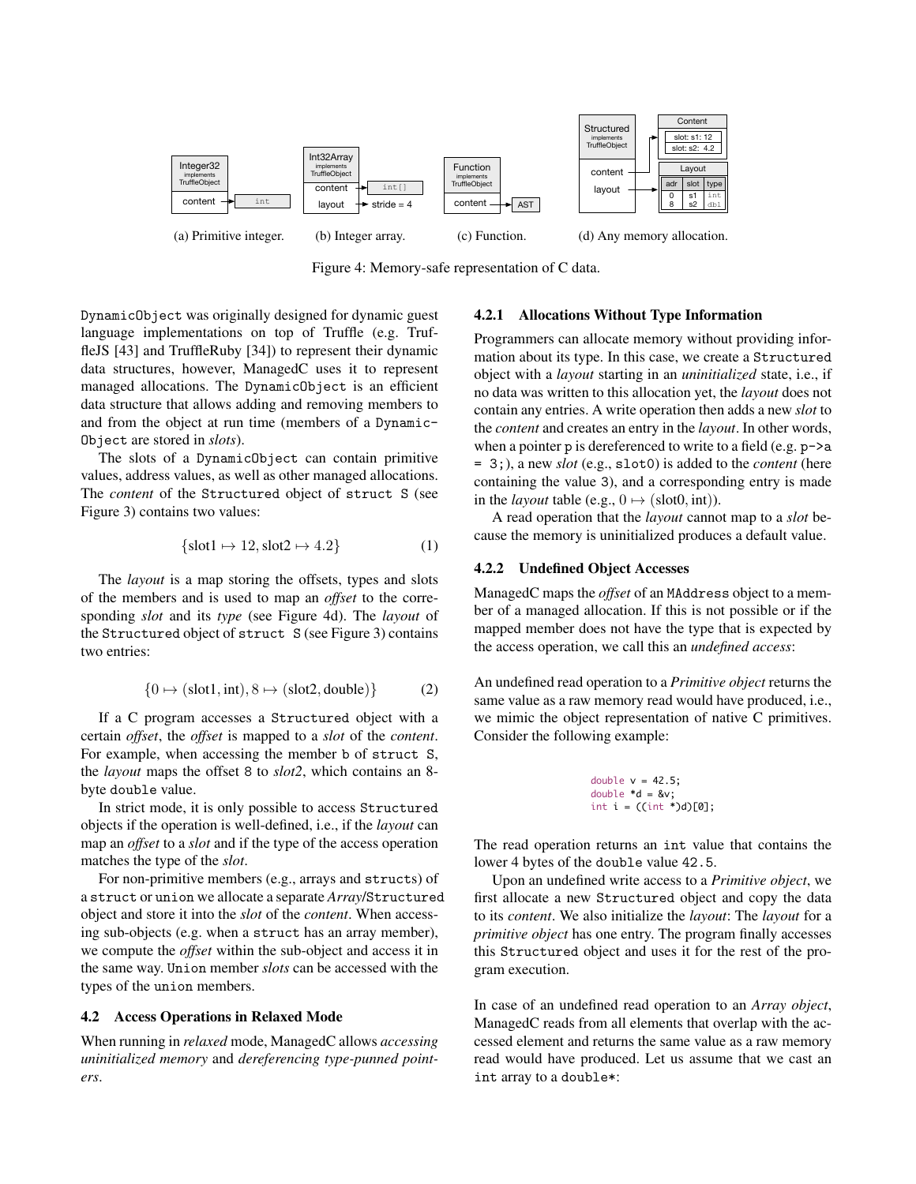(a) Primitive integer. (b) Integer array. (c) Function. (d) Any memory allocation.

Figure 4: Memory-safe representation of C data.

DynamicObject was originally designed for dynamic guest language implementations on top of Truffle (e.g. TruffleJS [43] and TruffleRuby [34]) to represent their dynamic data structures, however, ManagedC uses it to represent managed allocations. The DynamicObject is an efficient data structure that allows adding and removing members to and from the object at run time (members of a DynamicObject are stored in *slots*).

The slots of a DynamicObject can contain primitive values, address values, as well as other managed allocations. The *content* of the Structured object of struct S (see Figure 3) contains two values:

$$\{\text{slot1} \mapsto 12, \text{slot2} \mapsto 4.2\} \tag{1}$$

The *layout* is a map storing the offsets, types and slots of the members and is used to map an *offset* to the corresponding *slot* and its *type* (see Figure 4d). The *layout* of the Structured object of struct S (see Figure 3) contains two entries:

$$\{0 \mapsto (\text{slot1}, \text{int}), 8 \mapsto (\text{slot2}, \text{double})\} \tag{2}$$

If a C program accesses a Structured object with a certain *offset*, the *offset* is mapped to a *slot* of the *content*. For example, when accessing the member b of struct S, the *layout* maps the offset 8 to *slot2*, which contains an 8-byte double value.

In strict mode, it is only possible to access Structured objects if the operation is well-defined, i.e., if the *layout* can map an *offset* to a *slot* and if the type of the access operation matches the type of the *slot*.

For non-primitive members (e.g., arrays and structs) of a struct or union we allocate a separate *Array*/Structured object and store it into the *slot* of the *content*. When accessing sub-objects (e.g. when a struct has an array member), we compute the *offset* within the sub-object and access it in the same way. Union member *slots* can be accessed with the types of the union members.

## 4.2 Access Operations in Relaxed Mode

When running in *relaxed* mode, ManagedC allows *accessing uninitialized memory* and *dereferencing type-punned pointers*.

### 4.2.1 Allocations Without Type Information

Programmers can allocate memory without providing information about its type. In this case, we create a Structured object with a *layout* starting in an *uninitialized* state, i.e., if no data was written to this allocation yet, the *layout* does not contain any entries. A write operation then adds a new *slot* to the *content* and creates an entry in the *layout*. In other words, when a pointer p is dereferenced to write to a field (e.g. p->a = 3;), a new *slot* (e.g., slot0) is added to the *content* (here containing the value 3), and a corresponding entry is made in the *layout* table (e.g., $0 \mapsto (\text{slot0}, \text{int})$).

A read operation that the *layout* cannot map to a *slot* because the memory is uninitialized produces a default value.

### 4.2.2 Undefined Object Accesses

ManagedC maps the *offset* of an MAddress object to a member of a managed allocation. If this is not possible or if the mapped member does not have the type that is expected by the access operation, we call this an *undefined access*:

An undefined read operation to a *Primitive object* returns the same value as a raw memory read would have produced, i.e., we mimic the object representation of native C primitives. Consider the following example:

```
double v = 42.5;
double *d = &v;
int i = ((int *)d)[0];
```

The read operation returns an int value that contains the lower 4 bytes of the double value 42.5.

Upon an undefined write access to a *Primitive object*, we first allocate a new Structured object and copy the data to its *content*. We also initialize the *layout*: The *layout* for a *primitive object* has one entry. The program finally accesses this Structured object and uses it for the rest of the program execution.

In case of an undefined read operation to an *Array object*, ManagedC reads from all elements that overlap with the accessed element and returns the same value as a raw memory read would have produced. Let us assume that we cast an int array to a double*: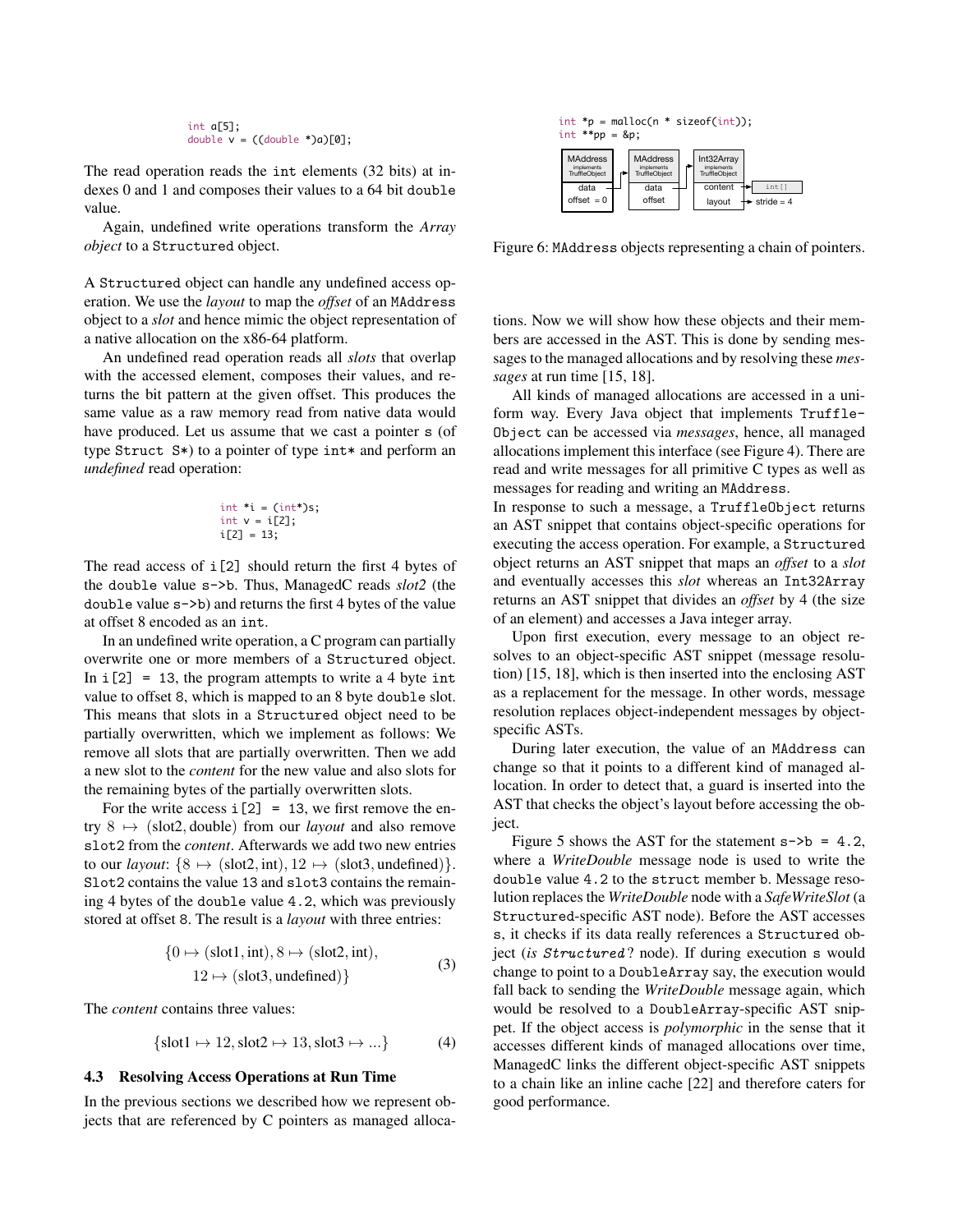```
int a[5];
double v = ((double *)a)[0];
```

The read operation reads the `int` elements (32 bits) at indexes 0 and 1 and composes their values to a 64 bit `double` value.

Again, undefined write operations transform the *Array object* to a `Structured` object.

A `Structured` object can handle any undefined access operation. We use the *layout* to map the *offset* of an `MAddress` object to a *slot* and hence mimic the object representation of a native allocation on the x86-64 platform.

An undefined read operation reads all *slots* that overlap with the accessed element, composes their values, and returns the bit pattern at the given offset. This produces the same value as a raw memory read from native data would have produced. Let us assume that we cast a pointer `s` (of type `Struct S*`) to a pointer of type `int*` and perform an *undefined* read operation:

```
int *i = (int*)s;
int v = i[2];
i[2] = 13;
```

The read access of `i[2]` should return the first 4 bytes of the `double` value `s->b`. Thus, ManagedC reads *slot2* (the `double` value `s->b`) and returns the first 4 bytes of the value at offset 8 encoded as an `int`.

In an undefined write operation, a C program can partially overwrite one or more members of a `Structured` object. In `i[2] = 13`, the program attempts to write a 4 byte `int` value to offset 8, which is mapped to an 8 byte `double` slot. This means that slots in a `Structured` object need to be partially overwritten, which we implement as follows: We remove all slots that are partially overwritten. Then we add a new slot to the *content* for the new value and also slots for the remaining bytes of the partially overwritten slots.

For the write access `i[2] = 13`, we first remove the entry $8 \mapsto (\text{slot2}, \text{double})$ from our *layout* and also remove `slot2` from the *content*. Afterwards we add two new entries to our *layout*: $\{8 \mapsto (\text{slot2}, \text{int}), 12 \mapsto (\text{slot3}, \text{undefined})\}$. `Slot2` contains the value 13 and `slot3` contains the remaining 4 bytes of the `double` value 4.2, which was previously stored at offset 8. The result is a *layout* with three entries:

$$\{0 \mapsto (\text{slot1}, \text{int}), 8 \mapsto (\text{slot2}, \text{int}), \\ 12 \mapsto (\text{slot3}, \text{undefined})\} \tag{3}$$

The *content* contains three values:

$$\{\text{slot1} \mapsto 12, \text{slot2} \mapsto 13, \text{slot3} \mapsto ...\} \tag{4}$$

### 4.3 Resolving Access Operations at Run Time

In the previous sections we described how we represent objects that are referenced by C pointers as managed allocations. Now we will show how these objects and their members are accessed in the AST. This is done by sending messages to the managed allocations and by resolving these *messages* at run time [15, 18].

```
int *p = malloc(n * sizeof(int));
int **pp = &p;
```

Figure 6: `MAddress` objects representing a chain of pointers.

All kinds of managed allocations are accessed in a uniform way. Every Java object that implements `TruffleObject` can be accessed via *messages*, hence, all managed allocations implement this interface (see Figure 4). There are read and write messages for all primitive C types as well as messages for reading and writing an `MAddress`.

In response to such a message, a `TruffleObject` returns an AST snippet that contains object-specific operations for executing the access operation. For example, a `Structured` object returns an AST snippet that maps an *offset* to a *slot* and eventually accesses this *slot* whereas an `Int32Array` returns an AST snippet that divides an *offset* by 4 (the size of an element) and accesses a Java integer array.

Upon first execution, every message to an object resolves to an object-specific AST snippet (message resolution) [15, 18], which is then inserted into the enclosing AST as a replacement for the message. In other words, message resolution replaces object-independent messages by object-specific ASTs.

During later execution, the value of an `MAddress` can change so that it points to a different kind of managed allocation. In order to detect that, a guard is inserted into the AST that checks the object's layout before accessing the object.

Figure 5 shows the AST for the statement `s->b = 4.2`, where a *WriteDouble* message node is used to write the `double` value `4.2` to the `struct` member `b`. Message resolution replaces the *WriteDouble* node with a *SafeWriteSlot* (a `Structured`-specific AST node). Before the AST accesses `s`, it checks if its data really references a `Structured` object (*is `Structured`?* node). If during execution `s` would change to point to a `DoubleArray` say, the execution would fall back to sending the *WriteDouble* message again, which would be resolved to a `DoubleArray`-specific AST snippet. If the object access is *polymorphic* in the sense that it accesses different kinds of managed allocations over time, ManagedC links the different object-specific AST snippets to a chain like an inline cache [22] and therefore caters for good performance.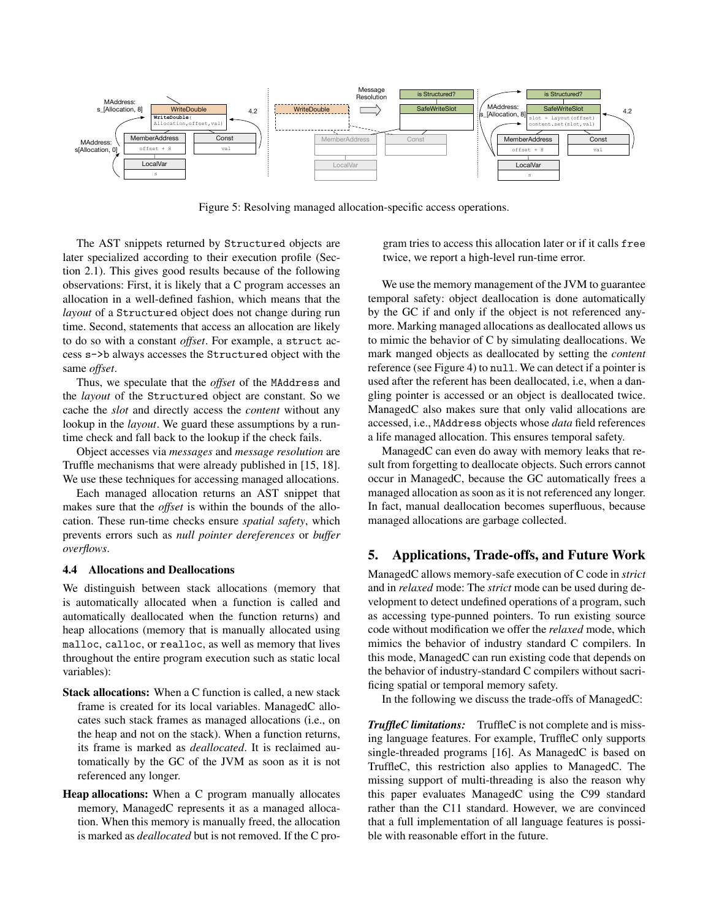Figure 5: Resolving managed allocation-specific access operations.

The AST snippets returned by `Structured` objects are later specialized according to their execution profile (Section 2.1). This gives good results because of the following observations: First, it is likely that a C program accesses an allocation in a well-defined fashion, which means that the *layout* of a `Structured` object does not change during run time. Second, statements that access an allocation are likely to do so with a constant *offset*. For example, a `struct` access `s->b` always accesses the `Structured` object with the same *offset*.

Thus, we speculate that the *offset* of the `MAddress` and the *layout* of the `Structured` object are constant. So we cache the *slot* and directly access the *content* without any lookup in the *layout*. We guard these assumptions by a runtime check and fall back to the lookup if the check fails.

Object accesses via *messages* and *message resolution* are Truffle mechanisms that were already published in [15, 18]. We use these techniques for accessing managed allocations.

Each managed allocation returns an AST snippet that makes sure that the *offset* is within the bounds of the allocation. These run-time checks ensure *spatial safety*, which prevents errors such as *null pointer dereferences* or *buffer overflows*.

### 4.4 Allocations and Deallocations

We distinguish between stack allocations (memory that is automatically allocated when a function is called, and automatically deallocated when the function returns) and heap allocations (memory that is manually allocated using `malloc`, `calloc`, or `realloc`, as well as memory that lives throughout the entire program execution such as static local variables):

- **Stack allocations:** When a C function is called, a new stack frame is created for its local variables. ManagedC allocates such stack frames as managed allocations (i.e., on the heap and not on the stack). When a function returns, its frame is marked as *deallocated*. It is reclaimed automatically by the GC of the JVM as soon as it is not referenced any longer.
- **Heap allocations:** When a C program manually allocates memory, ManagedC represents it as a managed allocation. When this memory is manually freed, the allocation is marked as *deallocated* but is not removed. If the C program tries to access this allocation later or if it calls `free` twice, we report a high-level run-time error.

We use the memory management of the JVM to guarantee temporal safety: object deallocation is done automatically by the GC if and only if the object is not referenced anymore. Marking managed allocations as deallocated allows us to mimic the behavior of C by simulating deallocations. We mark manged objects as deallocated by setting the *content* reference (see Figure 4) to `null`. We can detect if a pointer is used after the referent has been deallocated, i.e, when a dangling pointer is accessed or an object is deallocated twice. ManagedC also makes sure that only valid allocations are accessed, i.e., `MAddress` objects whose *data* field references a life managed allocation. This ensures temporal safety.

ManagedC can even do away with memory leaks that result from forgetting to deallocate objects. Such errors cannot occur in ManagedC, because the GC automatically frees a managed allocation as soon as it is not referenced any longer. In fact, manual deallocation becomes superfluous, because managed allocations are garbage collected.

## 5. Applications, Trade-offs, and Future Work

ManagedC allows memory-safe execution of C code in *strict* and in *relaxed* mode: The *strict* mode can be used during development to detect undefined operations of a program, such as accessing type-punned pointers. To run existing source code without modification we offer the *relaxed* mode, which mimics the behavior of industry standard C compilers. In this mode, ManagedC can run existing code that depends on the behavior of industry-standard C compilers without sacrificing spatial or temporal memory safety.

In the following we discuss the trade-offs of ManagedC:

***TruffleC limitations:*** TruffleC is not complete and is missing language features. For example, TruffleC only supports single-threaded programs [16]. As ManagedC is based on TruffleC, this restriction also applies to ManagedC. The missing support of multi-threading is also the reason why this paper evaluates ManagedC using the C99 standard rather than the C11 standard. However, we are convinced that a full implementation of all language features is possible with reasonable effort in the future.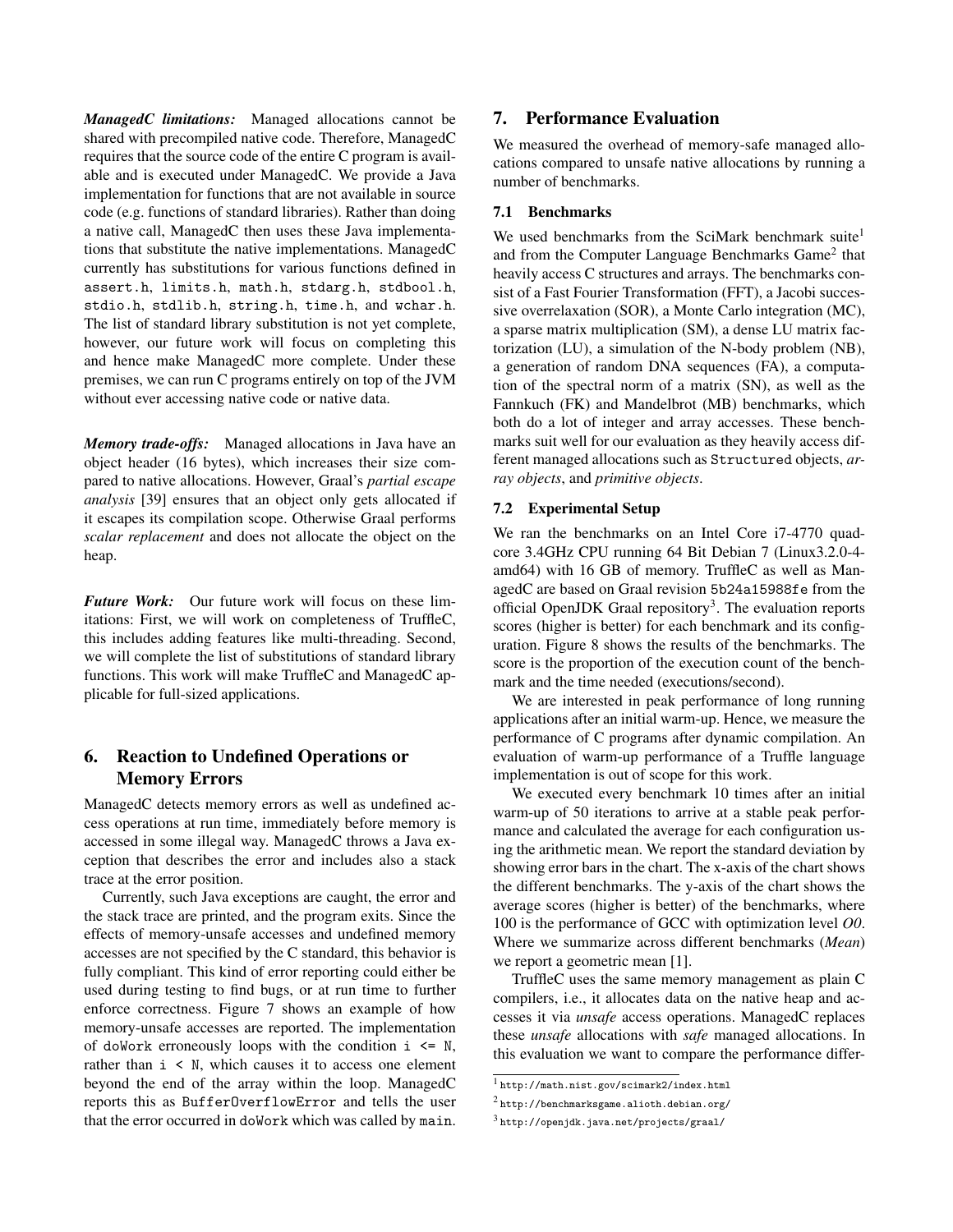***ManagedC limitations:*** Managed allocations cannot be shared with precompiled native code. Therefore, ManagedC requires that the source code of the entire C program is available and is executed under ManagedC. We provide a Java implementation for functions that are not available in source code (e.g. functions of standard libraries). Rather than doing a native call, ManagedC then uses these Java implementations that substitute the native implementations. ManagedC currently has substitutions for various functions defined in `assert.h`, `limits.h`, `math.h`, `stdarg.h`, `stdbool.h`, `stdio.h`, `stdlib.h`, `string.h`, `time.h`, and `wchar.h`. The list of standard library substitution is not yet complete, however, our future work will focus on completing this and hence make ManagedC more complete. Under these premises, we can run C programs entirely on top of the JVM without ever accessing native code or native data.

***Memory trade-offs:*** Managed allocations in Java have an object header (16 bytes), which increases their size compared to native allocations. However, Graal's *partial escape analysis* [39] ensures that an object only gets allocated if it escapes its compilation scope. Otherwise Graal performs *scalar replacement* and does not allocate the object on the heap.

***Future Work:*** Our future work will focus on these limitations: First, we will work on completeness of TruffleC, this includes adding features like multi-threading. Second, we will complete the list of substitutions of standard library functions. This work will make TruffleC and ManagedC applicable for full-sized applications.

## 6. Reaction to Undefined Operations or Memory Errors

ManagedC detects memory errors as well as undefined access operations at run time, immediately before memory is accessed in some illegal way. ManagedC throws a Java exception that describes the error and includes also a stack trace at the error position.

Currently, such Java exceptions are caught, the error and the stack trace are printed, and the program exits. Since the effects of memory-unsafe accesses and undefined memory accesses are not specified by the C standard, this behavior is fully compliant. This kind of error reporting could either be used during testing to find bugs, or at run time to further enforce correctness. Figure 7 shows an example of how memory-unsafe accesses are reported. The implementation of `doWork` erroneously loops with the condition `i <= N`, rather than `i < N`, which causes it to access one element beyond the end of the array within the loop. ManagedC reports this as `BufferOverflowError` and tells the user that the error occurred in `doWork` which was called by `main`.

## 7. Performance Evaluation

We measured the overhead of memory-safe managed allocations compared to unsafe native allocations by running a number of benchmarks.

### 7.1 Benchmarks

We used benchmarks from the SciMark benchmark suite[1] and from the Computer Language Benchmarks Game[2] that heavily access C structures and arrays. The benchmarks consist of a Fast Fourier Transformation (FFT), a Jacobi successive overrelaxation (SOR), a Monte Carlo integration (MC), a sparse matrix multiplication (SM), a dense LU matrix factorization (LU), a simulation of the N-body problem (NB), a generation of random DNA sequences (FA), a computation of the spectral norm of a matrix (SN), as well as the Fannkuch (FK) and Mandelbrot (MB) benchmarks, which both do a lot of integer and array accesses. These benchmarks suit well for our evaluation as they heavily access different managed allocations such as `Structured` objects, *array objects*, and *primitive objects*.

### 7.2 Experimental Setup

We ran the benchmarks on an Intel Core i7-4770 quad-core 3.4GHz CPU running 64 Bit Debian 7 (Linux3.2.0-4-amd64) with 16 GB of memory. TruffleC as well as ManagedC are based on Graal revision `5b24a15988fe` from the official OpenJDK Graal repository[3]. The evaluation reports scores (higher is better) for each benchmark and its configuration. Figure 8 shows the results of the benchmarks. The score is the proportion of the execution count of the benchmark and the time needed (executions/second).

We are interested in peak performance of long running applications after an initial warm-up. Hence, we measure the performance of C programs after dynamic compilation. An evaluation of warm-up performance of a Truffle language implementation is out of scope for this work.

We executed every benchmark 10 times after an initial warm-up of 50 iterations to arrive at a stable peak performance and calculated the average for each configuration using the arithmetic mean. We report the standard deviation by showing error bars in the chart. The x-axis of the chart shows the different benchmarks. The y-axis of the chart shows the average scores (higher is better) of the benchmarks, where 100 is the performance of GCC with optimization level *O0*. Where we summarize across different benchmarks (*Mean*) we report a geometric mean [1].

TruffleC uses the same memory management as plain C compilers, i.e., it allocates data on the native heap and accesses it via *unsafe* access operations. ManagedC replaces these *unsafe* allocations with *safe* managed allocations. In this evaluation we want to compare the performance differ-

[1] `http://math.nist.gov/scimark2/index.html`

[2] `http://benchmarksgame.alioth.debian.org/`

[3] `http://openjdk.java.net/projects/graal/`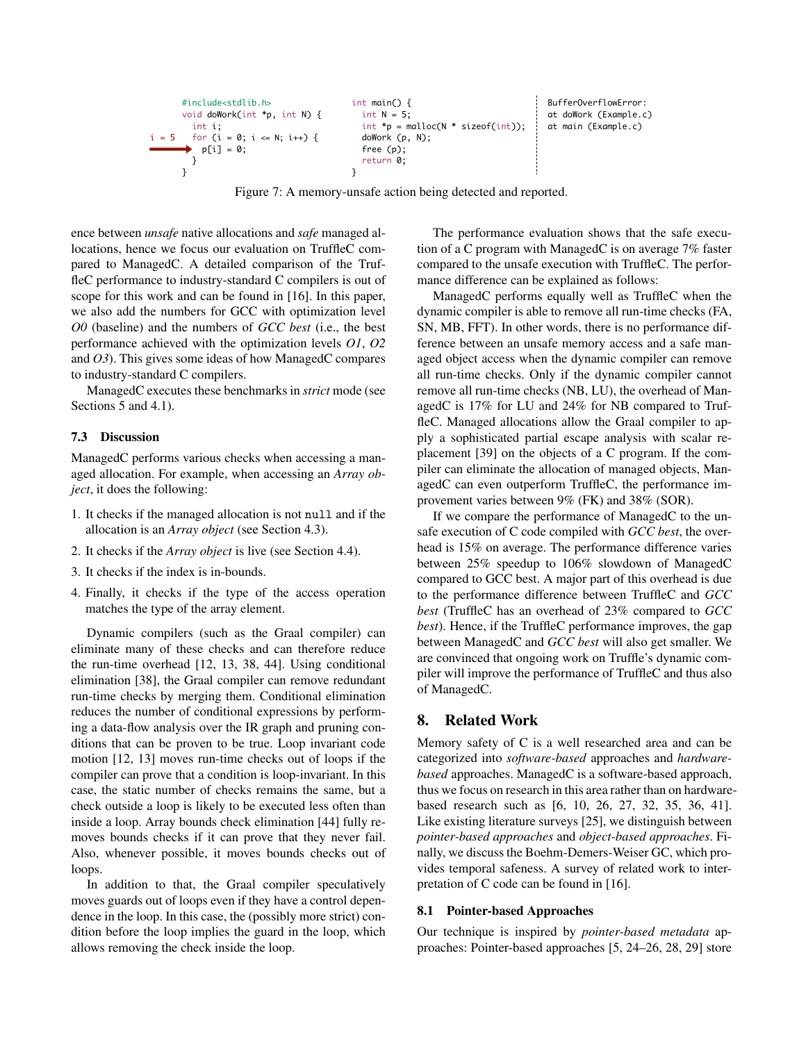```c
#include<stdlib.h>
void doWork(int *p, int N) {
  int i;
  for (i = 0; i <= N; i++) {
    p[i] = 0;   // i = 5
  }
}
```

```c
int main() {
  int N = 5;
  int *p = malloc(N * sizeof(int));
  doWork (p, N);
  free (p);
  return 0;
}
```

```
BufferOverflowError:
at doWork (Example.c)
at main (Example.c)
```

Figure 7: A memory-unsafe action being detected and reported.

ence between *unsafe* native allocations and *safe* managed allocations, hence we focus our evaluation on TruffleC compared to ManagedC. A detailed comparison of the TruffleC performance to industry-standard C compilers is out of scope for this work and can be found in [16]. In this paper, we also add the numbers for GCC with optimization level *O0* (baseline) and the numbers of *GCC best* (i.e., the best performance achieved with the optimization levels *O1*, *O2* and *O3*). This gives some ideas of how ManagedC compares to industry-standard C compilers.

ManagedC executes these benchmarks in *strict* mode (see Sections 5 and 4.1).

### 7.3 Discussion

ManagedC performs various checks when accessing a managed allocation. For example, when accessing an *Array object*, it does the following:

1. It checks if the managed allocation is not `null` and if the allocation is an *Array object* (see Section 4.3).
2. It checks if the *Array object* is live (see Section 4.4).
3. It checks if the index is in-bounds.
4. Finally, it checks if the type of the access operation matches the type of the array element.

Dynamic compilers (such as the Graal compiler) can eliminate many of these checks and can therefore reduce the run-time overhead [12, 13, 38, 44]. Using conditional elimination [38], the Graal compiler can remove redundant run-time checks by merging them. Conditional elimination reduces the number of conditional expressions by performing a data-flow analysis over the IR graph and pruning conditions that can be proven to be true. Loop invariant code motion [12, 13] moves run-time checks out of loops if the compiler can prove that a condition is loop-invariant. In this case, the static number of checks remains the same, but a check outside a loop is likely to be executed less often than inside a loop. Array bounds check elimination [44] fully removes bounds checks if it can prove that they never fail. Also, whenever possible, it moves bounds checks out of loops.

In addition to that, the Graal compiler speculatively moves guards out of loops even if they have a control dependence in the loop. In this case, the (possibly more strict) condition before the loop implies the guard in the loop, which allows removing the check inside the loop.

The performance evaluation shows that the safe execution of a C program with ManagedC is on average 7% faster compared to the unsafe execution with TruffleC. The performance difference can be explained as follows:

ManagedC performs equally well as TruffleC when the dynamic compiler is able to remove all run-time checks (FA, SN, MB, FFT). In other words, there is no performance difference between an unsafe memory access and a safe managed object access when the dynamic compiler can remove all run-time checks. Only if the dynamic compiler cannot remove all run-time checks (NB, LU), the overhead of ManagedC is 17% for LU and 24% for NB compared to TruffleC. Managed allocations allow the Graal compiler to apply a sophisticated partial escape analysis with scalar replacement [39] on the objects of a C program. If the compiler can eliminate the allocation of managed objects, ManagedC can even outperform TruffleC, the performance improvement varies between 9% (FK) and 38% (SOR).

If we compare the performance of ManagedC to the unsafe execution of C code compiled with *GCC best*, the overhead is 15% on average. The performance difference varies between 25% speedup to 106% slowdown of ManagedC compared to GCC best. A major part of this overhead is due to the performance difference between TruffleC and *GCC best* (TruffleC has an overhead of 23% compared to *GCC best*). Hence, if the TruffleC performance improves, the gap between ManagedC and *GCC best* will also get smaller. We are convinced that ongoing work on Truffle's dynamic compiler will improve the performance of TruffleC and thus also of ManagedC.

## 8. Related Work

Memory safety of C is a well researched area and can be categorized into *software-based* approaches and *hardware-based* approaches. ManagedC is a software-based approach, thus we focus on research in this area rather than on hardware-based research such as [6, 10, 26, 27, 32, 35, 36, 41]. Like existing literature surveys [25], we distinguish between *pointer-based approaches* and *object-based approaches*. Finally, we discuss the Boehm-Demers-Weiser GC, which provides temporal safeness. A survey of related work to interpretation of C code can be found in [16].

### 8.1 Pointer-based Approaches

Our technique is inspired by *pointer-based metadata* approaches: Pointer-based approaches [5, 24–26, 28, 29] store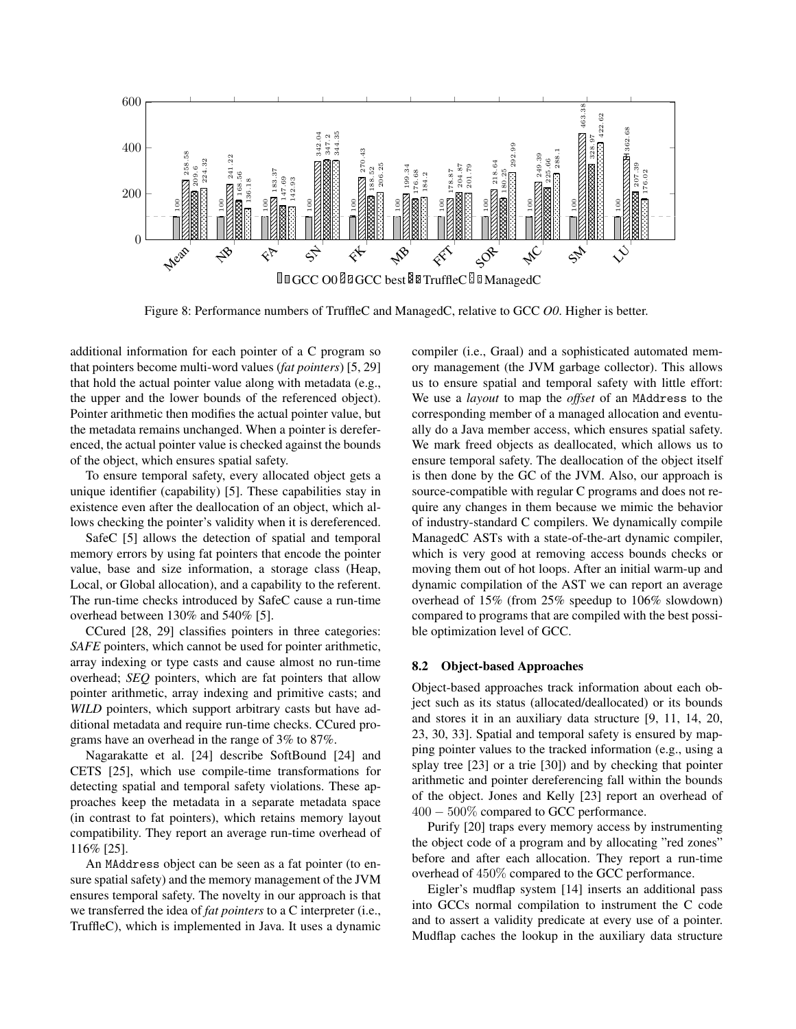Figure 8: Performance numbers of TruffleC and ManagedC, relative to GCC *O0*. Higher is better.

additional information for each pointer of a C program so that pointers become multi-word values (*fat pointers*) [5, 29] that hold the actual pointer value along with metadata (e.g., the upper and the lower bounds of the referenced object). Pointer arithmetic then modifies the actual pointer value, but the metadata remains unchanged. When a pointer is dereferenced, the actual pointer value is checked against the bounds of the object, which ensures spatial safety.

To ensure temporal safety, every allocated object gets a unique identifier (capability) [5]. These capabilities stay in existence even after the deallocation of an object, which allows checking the pointer's validity when it is dereferenced.

SafeC [5] allows the detection of spatial and temporal memory errors by using fat pointers that encode the pointer value, base and size information, a storage class (Heap, Local, or Global allocation), and a capability to the referent. The run-time checks introduced by SafeC cause a run-time overhead between 130% and 540% [5].

CCured [28, 29] classifies pointers in three categories: *SAFE* pointers, which cannot be used for pointer arithmetic, array indexing or type casts and cause almost no run-time overhead; *SEQ* pointers, which are fat pointers that allow pointer arithmetic, array indexing and primitive casts; and *WILD* pointers, which support arbitrary casts but have additional metadata and require run-time checks. CCured programs have an overhead in the range of 3% to 87%.

Nagarakatte et al. [24] describe SoftBound [24] and CETS [25], which use compile-time transformations for detecting spatial and temporal safety violations. These approaches keep the metadata in a separate metadata space (in contrast to fat pointers), which retains memory layout compatibility. They report an average run-time overhead of 116% [25].

An MAddress object can be seen as a fat pointer (to ensure spatial safety) and the memory management of the JVM ensures temporal safety. The novelty in our approach is that we transferred the idea of *fat pointers* to a C interpreter (i.e., TruffleC), which is implemented in Java. It uses a dynamic compiler (i.e., Graal) and a sophisticated automated memory management (the JVM garbage collector). This allows us to ensure spatial and temporal safety with little effort: We use a *layout* to map the *offset* of an MAddress to the corresponding member of a managed allocation and eventually do a Java member access, which ensures spatial safety. We mark freed objects as deallocated, which allows us to ensure temporal safety. The deallocation of the object itself is then done by the GC of the JVM. Also, our approach is source-compatible with regular C programs and does not require any changes in them because we mimic the behavior of industry-standard C compilers. We dynamically compile ManagedC ASTs with a state-of-the-art dynamic compiler, which is very good at removing access bounds checks or moving them out of hot loops. After an initial warm-up and dynamic compilation of the AST we can report an average overhead of 15% (from 25% speedup to 106% slowdown) compared to programs that are compiled with the best possible optimization level of GCC.

### 8.2 Object-based Approaches

Object-based approaches track information about each object such as its status (allocated/deallocated) or its bounds and stores it in an auxiliary data structure [9, 11, 14, 20, 23, 30, 33]. Spatial and temporal safety is ensured by mapping pointer values to the tracked information (e.g., using a splay tree [23] or a trie [30]) and by checking that pointer arithmetic and pointer dereferencing fall within the bounds of the object. Jones and Kelly [23] report an overhead of $400 - 500\%$ compared to GCC performance.

Purify [20] traps every memory access by instrumenting the object code of a program and by allocating "red zones" before and after each allocation. They report a run-time overhead of $450\%$ compared to the GCC performance.

Eigler's mudflap system [14] inserts an additional pass into GCCs normal compilation to instrument the C code and to assert a validity predicate at every use of a pointer. Mudflap caches the lookup in the auxiliary data structure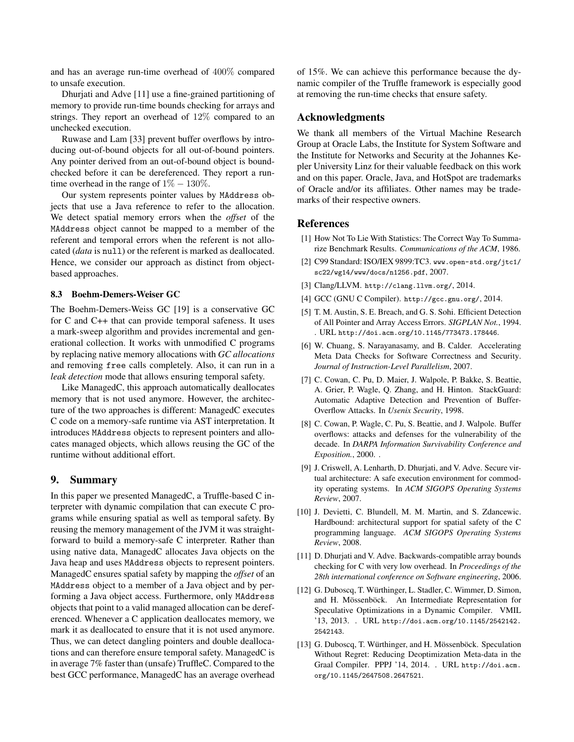and has an average run-time overhead of $400\%$ compared to unsafe execution.

Dhurjati and Adve [11] use a fine-grained partitioning of memory to provide run-time bounds checking for arrays and strings. They report an overhead of $12\%$ compared to an unchecked execution.

Ruwase and Lam [33] prevent buffer overflows by introducing out-of-bound objects for all out-of-bound pointers. Any pointer derived from an out-of-bound object is bound-checked before it can be dereferenced. They report a run-time overhead in the range of $1\% - 130\%$.

Our system represents pointer values by `MAddress` objects that use a Java reference to refer to the allocation. We detect spatial memory errors when the *offset* of the `MAddress` object cannot be mapped to a member of the referent and temporal errors when the referent is not allocated (*data* is `null`) or the referent is marked as deallocated. Hence, we consider our approach as distinct from object-based approaches.

### 8.3 Boehm-Demers-Weiser GC

The Boehm-Demers-Weiss GC [19] is a conservative GC for C and C++ that can provide temporal safeness. It uses a mark-sweep algorithm and provides incremental and generational collection. It works with unmodified C programs by replacing native memory allocations with *GC allocations* and removing `free` calls completely. Also, it can run in a *leak detection* mode that allows ensuring temporal safety.

Like ManagedC, this approach automatically deallocates memory that is not used anymore. However, the architecture of the two approaches is different: ManagedC executes C code on a memory-safe runtime via AST interpretation. It introduces `MAddress` objects to represent pointers and allocates managed objects, which allows reusing the GC of the runtime without additional effort.

## 9. Summary

In this paper we presented ManagedC, a Truffle-based C interpreter with dynamic compilation that can execute C programs while ensuring spatial as well as temporal safety. By reusing the memory management of the JVM it was straightforward to build a memory-safe C interpreter. Rather than using native data, ManagedC allocates Java objects on the Java heap and uses `MAddress` objects to represent pointers. ManagedC ensures spatial safety by mapping the *offset* of an `MAddress` object to a member of a Java object and by performing a Java object access. Furthermore, only `MAddress` objects that point to a valid managed allocation can be dereferenced. Whenever a C application deallocates memory, we mark it as deallocated to ensure that it is not used anymore. Thus, we can detect dangling pointers and double deallocations and can therefore ensure temporal safety. ManagedC is in average 7% faster than (unsafe) TruffleC. Compared to the best GCC performance, ManagedC has an average overhead of 15%. We can achieve this performance because the dynamic compiler of the Truffle framework is especially good at removing the run-time checks that ensure safety.

## Acknowledgments

We thank all members of the Virtual Machine Research Group at Oracle Labs, the Institute for System Software and the Institute for Networks and Security at the Johannes Kepler University Linz for their valuable feedback on this work and on this paper. Oracle, Java, and HotSpot are trademarks of Oracle and/or its affiliates. Other names may be trademarks of their respective owners.

## References

[1] How Not To Lie With Statistics: The Correct Way To Summarize Benchmark Results. *Communications of the ACM*, 1986.

[2] C99 Standard: ISO/IEX 9899:TC3. www.open-std.org/jtc1/sc22/wg14/www/docs/n1256.pdf, 2007.

[3] Clang/LLVM. http://clang.llvm.org/, 2014.

[4] GCC (GNU C Compiler). http://gcc.gnu.org/, 2014.

[5] T. M. Austin, S. E. Breach, and G. S. Sohi. Efficient Detection of All Pointer and Array Access Errors. *SIGPLAN Not.*, 1994. . URL http://doi.acm.org/10.1145/773473.178446.

[6] W. Chuang, S. Narayanasamy, and B. Calder. Accelerating Meta Data Checks for Software Correctness and Security. *Journal of Instruction-Level Parallelism*, 2007.

[7] C. Cowan, C. Pu, D. Maier, J. Walpole, P. Bakke, S. Beattie, A. Grier, P. Wagle, Q. Zhang, and H. Hinton. StackGuard: Automatic Adaptive Detection and Prevention of Buffer-Overflow Attacks. In *Usenix Security*, 1998.

[8] C. Cowan, P. Wagle, C. Pu, S. Beattie, and J. Walpole. Buffer overflows: attacks and defenses for the vulnerability of the decade. In *DARPA Information Survivability Conference and Exposition.*, 2000. .

[9] J. Criswell, A. Lenharth, D. Dhurjati, and V. Adve. Secure virtual architecture: A safe execution environment for commodity operating systems. In *ACM SIGOPS Operating Systems Review*, 2007.

[10] J. Devietti, C. Blundell, M. M. Martin, and S. Zdancewic. Hardbound: architectural support for spatial safety of the C programming language. *ACM SIGOPS Operating Systems Review*, 2008.

[11] D. Dhurjati and V. Adve. Backwards-compatible array bounds checking for C with very low overhead. In *Proceedings of the 28th international conference on Software engineering*, 2006.

[12] G. Duboscq, T. Würthinger, L. Stadler, C. Wimmer, D. Simon, and H. Mössenböck. An Intermediate Representation for Speculative Optimizations in a Dynamic Compiler. VMIL '13, 2013. . URL http://doi.acm.org/10.1145/2542142.2542143.

[13] G. Duboscq, T. Würthinger, and H. Mössenböck. Speculation Without Regret: Reducing Deoptimization Meta-data in the Graal Compiler. PPPJ '14, 2014. . URL http://doi.acm.org/10.1145/2647508.2647521.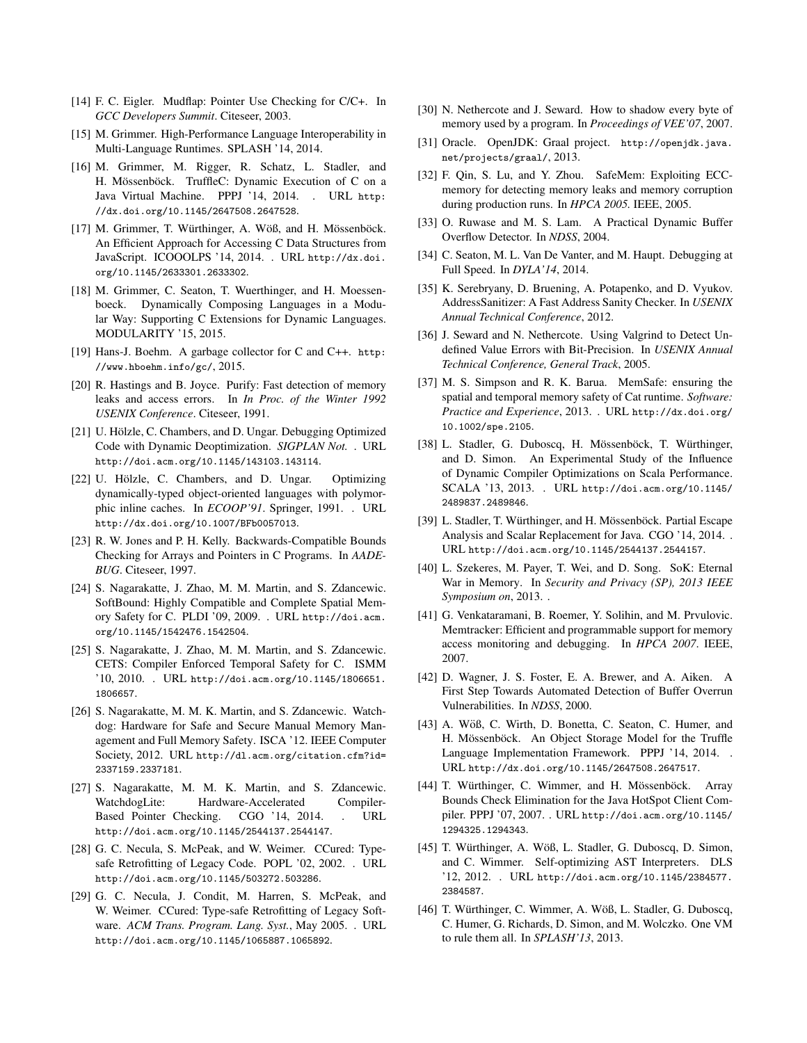[14] F. C. Eigler. Mudflap: Pointer Use Checking for C/C+. In *GCC Developers Summit*. Citeseer, 2003.

[15] M. Grimmer. High-Performance Language Interoperability in Multi-Language Runtimes. SPLASH '14, 2014.

[16] M. Grimmer, M. Rigger, R. Schatz, L. Stadler, and H. Mössenböck. TruffleC: Dynamic Execution of C on a Java Virtual Machine. PPPJ '14, 2014. . URL http://dx.doi.org/10.1145/2647508.2647528.

[17] M. Grimmer, T. Würthinger, A. Wöß, and H. Mössenböck. An Efficient Approach for Accessing C Data Structures from JavaScript. ICOOOLPS '14, 2014. . URL http://dx.doi.org/10.1145/2633301.2633302.

[18] M. Grimmer, C. Seaton, T. Wuerthinger, and H. Moessenboeck. Dynamically Composing Languages in a Modular Way: Supporting C Extensions for Dynamic Languages. MODULARITY '15, 2015.

[19] Hans-J. Boehm. A garbage collector for C and C++. http://www.hboehm.info/gc/, 2015.

[20] R. Hastings and B. Joyce. Purify: Fast detection of memory leaks and access errors. In *In Proc. of the Winter 1992 USENIX Conference*. Citeseer, 1991.

[21] U. Hölzle, C. Chambers, and D. Ungar. Debugging Optimized Code with Dynamic Deoptimization. *SIGPLAN Not.* . URL http://doi.acm.org/10.1145/143103.143114.

[22] U. Hölzle, C. Chambers, and D. Ungar. Optimizing dynamically-typed object-oriented languages with polymorphic inline caches. In *ECOOP'91*. Springer, 1991. . URL http://dx.doi.org/10.1007/BFb0057013.

[23] R. W. Jones and P. H. Kelly. Backwards-Compatible Bounds Checking for Arrays and Pointers in C Programs. In *AADEBUG*. Citeseer, 1997.

[24] S. Nagarakatte, J. Zhao, M. M. Martin, and S. Zdancewic. SoftBound: Highly Compatible and Complete Spatial Memory Safety for C. PLDI '09, 2009. . URL http://doi.acm.org/10.1145/1542476.1542504.

[25] S. Nagarakatte, J. Zhao, M. M. Martin, and S. Zdancewic. CETS: Compiler Enforced Temporal Safety for C. ISMM '10, 2010. . URL http://doi.acm.org/10.1145/1806651.1806657.

[26] S. Nagarakatte, M. M. K. Martin, and S. Zdancewic. Watchdog: Hardware for Safe and Secure Manual Memory Management and Full Memory Safety. ISCA '12. IEEE Computer Society, 2012. URL http://dl.acm.org/citation.cfm?id=2337159.2337181.

[27] S. Nagarakatte, M. M. K. Martin, and S. Zdancewic. WatchdogLite: Hardware-Accelerated Compiler-Based Pointer Checking. CGO '14, 2014. . URL http://doi.acm.org/10.1145/2544137.2544147.

[28] G. C. Necula, S. McPeak, and W. Weimer. CCured: Type-safe Retrofitting of Legacy Code. POPL '02, 2002. . URL http://doi.acm.org/10.1145/503272.503286.

[29] G. C. Necula, J. Condit, M. Harren, S. McPeak, and W. Weimer. CCured: Type-safe Retrofitting of Legacy Software. *ACM Trans. Program. Lang. Syst.*, May 2005. . URL http://doi.acm.org/10.1145/1065887.1065892.

[30] N. Nethercote and J. Seward. How to shadow every byte of memory used by a program. In *Proceedings of VEE'07*, 2007.

[31] Oracle. OpenJDK: Graal project. http://openjdk.java.net/projects/graal/, 2013.

[32] F. Qin, S. Lu, and Y. Zhou. SafeMem: Exploiting ECC-memory for detecting memory leaks and memory corruption during production runs. In *HPCA 2005*. IEEE, 2005.

[33] O. Ruwase and M. S. Lam. A Practical Dynamic Buffer Overflow Detector. In *NDSS*, 2004.

[34] C. Seaton, M. L. Van De Vanter, and M. Haupt. Debugging at Full Speed. In *DYLA'14*, 2014.

[35] K. Serebryany, D. Bruening, A. Potapenko, and D. Vyukov. AddressSanitizer: A Fast Address Sanity Checker. In *USENIX Annual Technical Conference*, 2012.

[36] J. Seward and N. Nethercote. Using Valgrind to Detect Undefined Value Errors with Bit-Precision. In *USENIX Annual Technical Conference, General Track*, 2005.

[37] M. S. Simpson and R. K. Barua. MemSafe: ensuring the spatial and temporal memory safety of Cat runtime. *Software: Practice and Experience*, 2013. . URL http://dx.doi.org/10.1002/spe.2105.

[38] L. Stadler, G. Duboscq, H. Mössenböck, T. Würthinger, and D. Simon. An Experimental Study of the Influence of Dynamic Compiler Optimizations on Scala Performance. SCALA '13, 2013. . URL http://doi.acm.org/10.1145/2489837.2489846.

[39] L. Stadler, T. Würthinger, and H. Mössenböck. Partial Escape Analysis and Scalar Replacement for Java. CGO '14, 2014. . URL http://doi.acm.org/10.1145/2544137.2544157.

[40] L. Szekeres, M. Payer, T. Wei, and D. Song. SoK: Eternal War in Memory. In *Security and Privacy (SP), 2013 IEEE Symposium on*, 2013. .

[41] G. Venkataramani, B. Roemer, Y. Solihin, and M. Prvulovic. Memtracker: Efficient and programmable support for memory access monitoring and debugging. In *HPCA 2007*. IEEE, 2007.

[42] D. Wagner, J. S. Foster, E. A. Brewer, and A. Aiken. A First Step Towards Automated Detection of Buffer Overrun Vulnerabilities. In *NDSS*, 2000.

[43] A. Wöß, C. Wirth, D. Bonetta, C. Seaton, C. Humer, and H. Mössenböck. An Object Storage Model for the Truffle Language Implementation Framework. PPPJ '14, 2014. . URL http://dx.doi.org/10.1145/2647508.2647517.

[44] T. Würthinger, C. Wimmer, and H. Mössenböck. Array Bounds Check Elimination for the Java HotSpot Client Compiler. PPPJ '07, 2007. . URL http://doi.acm.org/10.1145/1294325.1294343.

[45] T. Würthinger, A. Wöß, L. Stadler, G. Duboscq, D. Simon, and C. Wimmer. Self-optimizing AST Interpreters. DLS '12, 2012. . URL http://doi.acm.org/10.1145/2384577.2384587.

[46] T. Würthinger, C. Wimmer, A. Wöß, L. Stadler, G. Duboscq, C. Humer, G. Richards, D. Simon, and M. Wolczko. One VM to rule them all. In *SPLASH'13*, 2013.